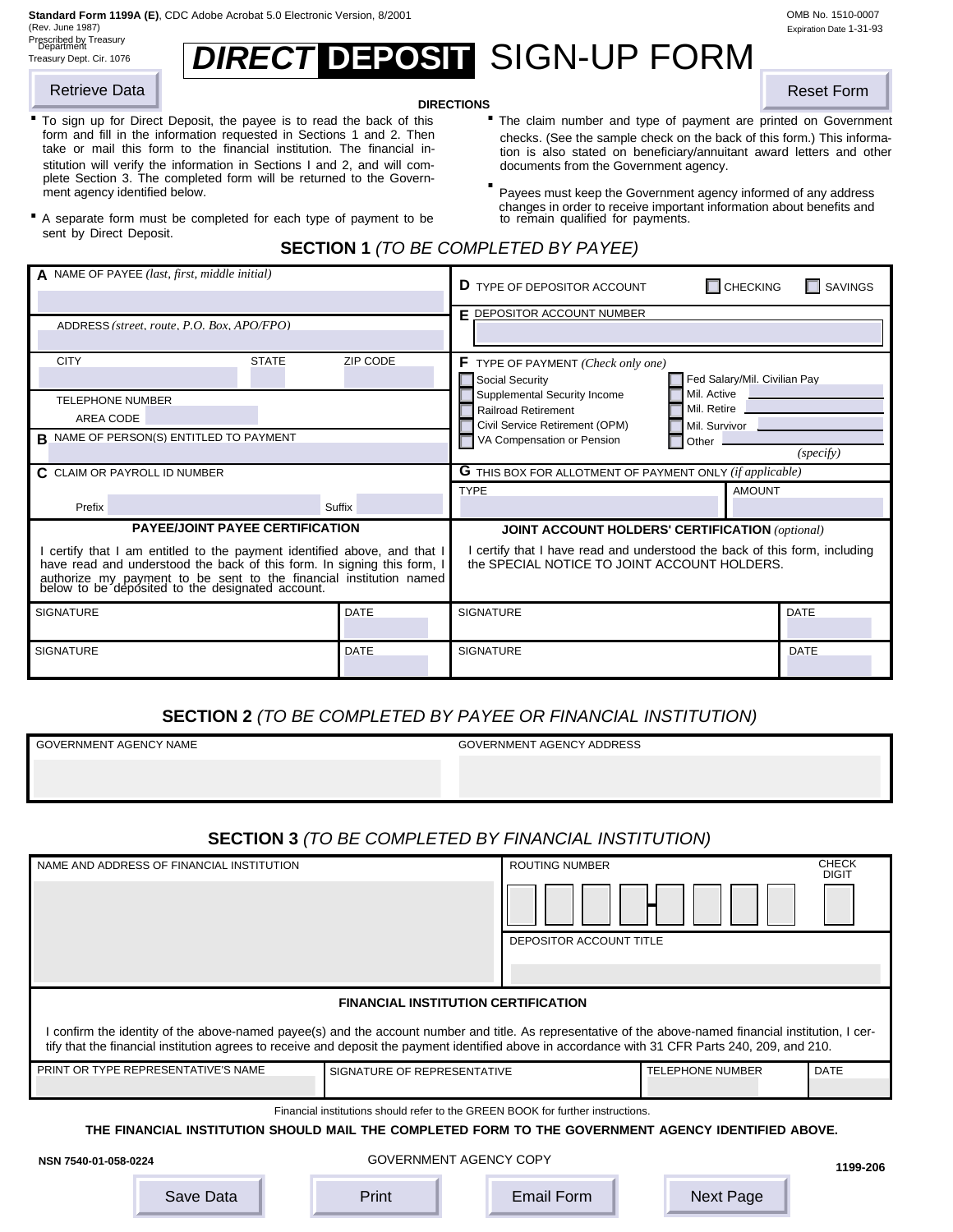**Standard Form 1199A (E)**, CDC Adobe Acrobat 5.0 Electronic Version, 8/2001
(Rev. June 1987)
Prescribed by Treasury Department
Treasury Dept. Cir. 1076

OMB No. 1510-0007
Expiration Date 1-31-93

# DIRECT DEPOSIT SIGN-UP FORM

Retrieve Data | Reset Form

## DIRECTIONS

- To sign up for Direct Deposit, the payee is to read the back of this form and fill in the information requested in Sections 1 and 2. Then take or mail this form to the financial institution. The financial institution will verify the information in Sections I and 2, and will complete Section 3. The completed form will be returned to the Government agency identified below.
- A separate form must be completed for each type of payment to be sent by Direct Deposit.
- The claim number and type of payment are printed on Government checks. (See the sample check on the back of this form.) This information is also stated on beneficiary/annuitant award letters and other documents from the Government agency.
- Payees must keep the Government agency informed of any address changes in order to receive important information about benefits and to remain qualified for payments.

## SECTION 1 *(TO BE COMPLETED BY PAYEE)*

**A** NAME OF PAYEE *(last, first, middle initial)*

ADDRESS *(street, route, P.O. Box, APO/FPO)*

CITY | STATE | ZIP CODE

TELEPHONE NUMBER
AREA CODE

**B** NAME OF PERSON(S) ENTITLED TO PAYMENT

**C** CLAIM OR PAYROLL ID NUMBER
Prefix | Suffix

**D** TYPE OF DEPOSITOR ACCOUNT ☐ CHECKING ☐ SAVINGS

**E** DEPOSITOR ACCOUNT NUMBER

**F** TYPE OF PAYMENT *(Check only one)*

- ☐ Social Security
- ☐ Supplemental Security Income
- ☐ Railroad Retirement
- ☐ Civil Service Retirement (OPM)
- ☐ VA Compensation or Pension
- ☐ Fed Salary/Mil. Civilian Pay
- ☐ Mil. Active
- ☐ Mil. Retire
- ☐ Mil. Survivor
- ☐ Other ________ *(specify)*

**G** THIS BOX FOR ALLOTMENT OF PAYMENT ONLY *(if applicable)*

| TYPE | AMOUNT |
|---|---|
| | |

**PAYEE/JOINT PAYEE CERTIFICATION**

I certify that I am entitled to the payment identified above, and that I have read and understood the back of this form. In signing this form, I authorize my payment to be sent to the financial institution named below to be deposited to the designated account.

| SIGNATURE | DATE |
|---|---|
| | |
| | |

**JOINT ACCOUNT HOLDERS' CERTIFICATION** *(optional)*

I certify that I have read and understood the back of this form, including the SPECIAL NOTICE TO JOINT ACCOUNT HOLDERS.

| SIGNATURE | DATE |
|---|---|
| | |
| | |

## SECTION 2 *(TO BE COMPLETED BY PAYEE OR FINANCIAL INSTITUTION)*

| GOVERNMENT AGENCY NAME | GOVERNMENT AGENCY ADDRESS |
|---|---|
| | |

## SECTION 3 *(TO BE COMPLETED BY FINANCIAL INSTITUTION)*

NAME AND ADDRESS OF FINANCIAL INSTITUTION

ROUTING NUMBER | CHECK DIGIT

DEPOSITOR ACCOUNT TITLE

**FINANCIAL INSTITUTION CERTIFICATION**

I confirm the identity of the above-named payee(s) and the account number and title. As representative of the above-named financial institution, I certify that the financial institution agrees to receive and deposit the payment identified above in accordance with 31 CFR Parts 240, 209, and 210.

| PRINT OR TYPE REPRESENTATIVE'S NAME | SIGNATURE OF REPRESENTATIVE | TELEPHONE NUMBER | DATE |
|---|---|---|---|
| | | | |

Financial institutions should refer to the GREEN BOOK for further instructions.

**THE FINANCIAL INSTITUTION SHOULD MAIL THE COMPLETED FORM TO THE GOVERNMENT AGENCY IDENTIFIED ABOVE.**

**NSN 7540-01-058-0224** GOVERNMENT AGENCY COPY **1199-206**

Save Data | Print | Email Form | Next Page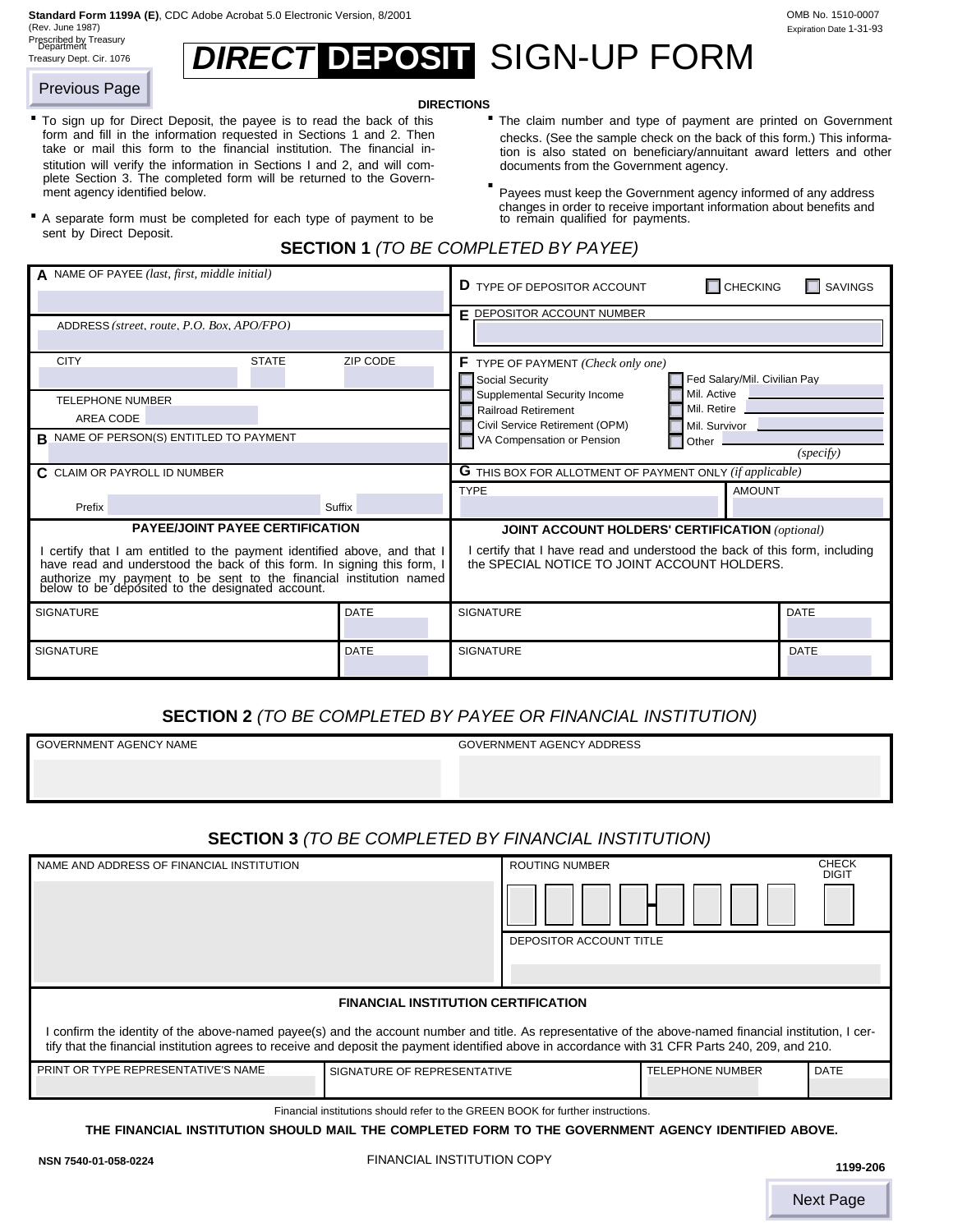**Standard Form 1199A (E)**, CDC Adobe Acrobat 5.0 Electronic Version, 8/2001
(Rev. June 1987)
Prescribed by Treasury Department
Treasury Dept. Cir. 1076

OMB No. 1510-0007
Expiration Date 1-31-93

# DIRECT DEPOSIT SIGN-UP FORM

Previous Page

**DIRECTIONS**

- To sign up for Direct Deposit, the payee is to read the back of this form and fill in the information requested in Sections 1 and 2. Then take or mail this form to the financial institution. The financial institution will verify the information in Sections I and 2, and will complete Section 3. The completed form will be returned to the Government agency identified below.
- A separate form must be completed for each type of payment to be sent by Direct Deposit.
- The claim number and type of payment are printed on Government checks. (See the sample check on the back of this form.) This information is also stated on beneficiary/annuitant award letters and other documents from the Government agency.
- Payees must keep the Government agency informed of any address changes in order to receive important information about benefits and to remain qualified for payments.

## SECTION 1 *(TO BE COMPLETED BY PAYEE)*

**A** NAME OF PAYEE *(last, first, middle initial)*

ADDRESS *(street, route, P.O. Box, APO/FPO)*

CITY | STATE | ZIP CODE

TELEPHONE NUMBER
AREA CODE

**B** NAME OF PERSON(S) ENTITLED TO PAYMENT

**C** CLAIM OR PAYROLL ID NUMBER
Prefix | Suffix

**D** TYPE OF DEPOSITOR ACCOUNT ☐ CHECKING ☐ SAVINGS

**E** DEPOSITOR ACCOUNT NUMBER

**F** TYPE OF PAYMENT *(Check only one)*
- ☐ Social Security
- ☐ Supplemental Security Income
- ☐ Railroad Retirement
- ☐ Civil Service Retirement (OPM)
- ☐ VA Compensation or Pension
- ☐ Fed Salary/Mil. Civilian Pay
- ☐ Mil. Active
- ☐ Mil. Retire
- ☐ Mil. Survivor
- ☐ Other *(specify)*

**G** THIS BOX FOR ALLOTMENT OF PAYMENT ONLY *(if applicable)*
TYPE | AMOUNT

**PAYEE/JOINT PAYEE CERTIFICATION**

I certify that I am entitled to the payment identified above, and that I have read and understood the back of this form. In signing this form, I authorize my payment to be sent to the financial institution named below to be deposited to the designated account.

| SIGNATURE | DATE |
|---|---|
| SIGNATURE | DATE |

**JOINT ACCOUNT HOLDERS' CERTIFICATION** *(optional)*

I certify that I have read and understood the back of this form, including the SPECIAL NOTICE TO JOINT ACCOUNT HOLDERS.

| SIGNATURE | DATE |
|---|---|
| SIGNATURE | DATE |

## SECTION 2 *(TO BE COMPLETED BY PAYEE OR FINANCIAL INSTITUTION)*

| GOVERNMENT AGENCY NAME | GOVERNMENT AGENCY ADDRESS |
|---|---|
| | |

## SECTION 3 *(TO BE COMPLETED BY FINANCIAL INSTITUTION)*

NAME AND ADDRESS OF FINANCIAL INSTITUTION

ROUTING NUMBER | CHECK DIGIT

DEPOSITOR ACCOUNT TITLE

**FINANCIAL INSTITUTION CERTIFICATION**

I confirm the identity of the above-named payee(s) and the account number and title. As representative of the above-named financial institution, I certify that the financial institution agrees to receive and deposit the payment identified above in accordance with 31 CFR Parts 240, 209, and 210.

| PRINT OR TYPE REPRESENTATIVE'S NAME | SIGNATURE OF REPRESENTATIVE | TELEPHONE NUMBER | DATE |
|---|---|---|---|
| | | | |

Financial institutions should refer to the GREEN BOOK for further instructions.

**THE FINANCIAL INSTITUTION SHOULD MAIL THE COMPLETED FORM TO THE GOVERNMENT AGENCY IDENTIFIED ABOVE.**

**NSN 7540-01-058-0224** FINANCIAL INSTITUTION COPY **1199-206**

Next Page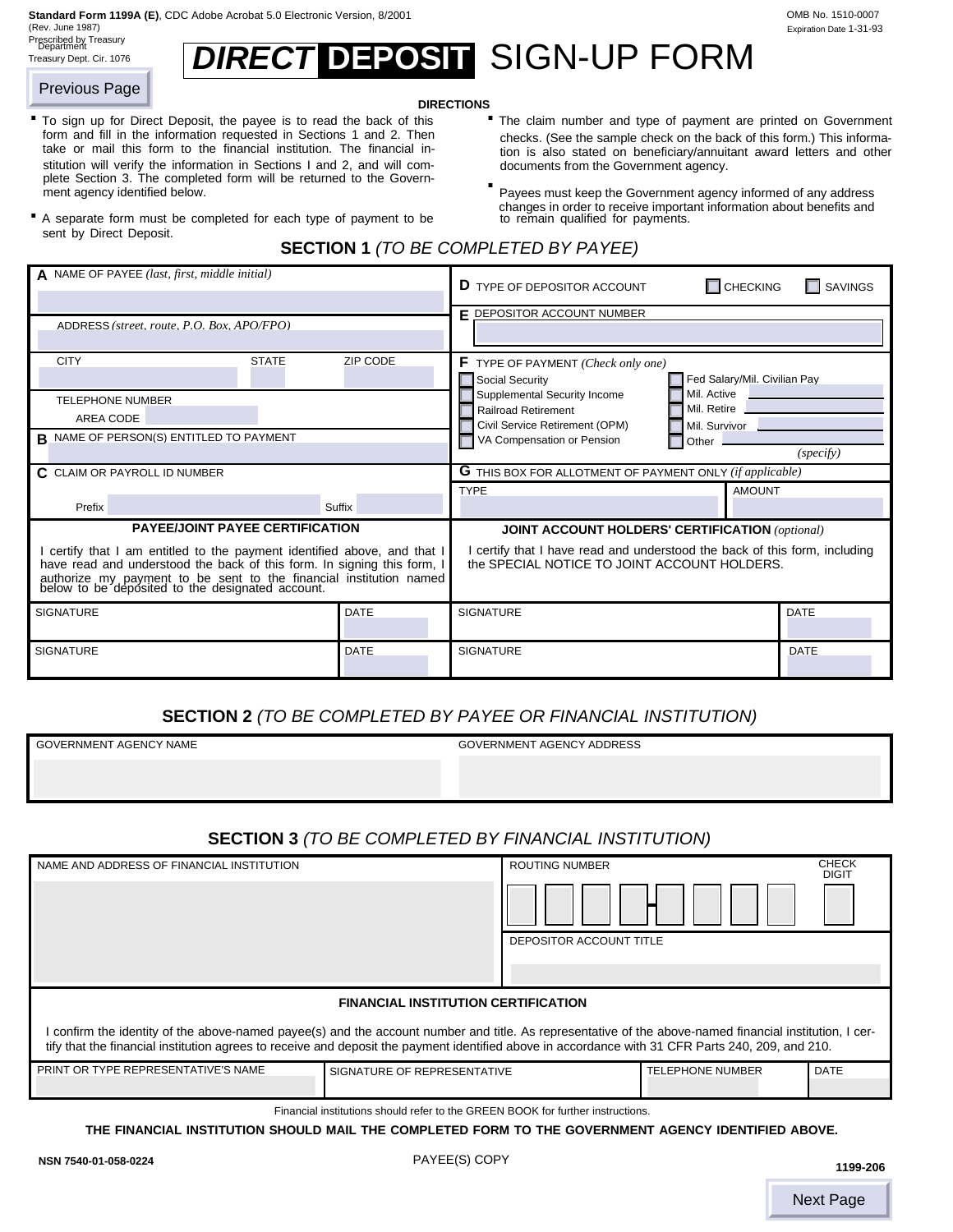**Standard Form 1199A (E)**, CDC Adobe Acrobat 5.0 Electronic Version, 8/2001
(Rev. June 1987)
Prescribed by Treasury Department
Treasury Dept. Cir. 1076

OMB No. 1510-0007
Expiration Date 1-31-93

Previous Page

# DIRECT DEPOSIT SIGN-UP FORM

**DIRECTIONS**

- To sign up for Direct Deposit, the payee is to read the back of this form and fill in the information requested in Sections 1 and 2. Then take or mail this form to the financial institution. The financial institution will verify the information in Sections I and 2, and will complete Section 3. The completed form will be returned to the Government agency identified below.
- A separate form must be completed for each type of payment to be sent by Direct Deposit.
- The claim number and type of payment are printed on Government checks. (See the sample check on the back of this form.) This information is also stated on beneficiary/annuitant award letters and other documents from the Government agency.
- Payees must keep the Government agency informed of any address changes in order to receive important information about benefits and to remain qualified for payments.

## SECTION 1 *(TO BE COMPLETED BY PAYEE)*

**A** NAME OF PAYEE *(last, first, middle initial)*

ADDRESS *(street, route, P.O. Box, APO/FPO)*

CITY | STATE | ZIP CODE

TELEPHONE NUMBER
AREA CODE

**B** NAME OF PERSON(S) ENTITLED TO PAYMENT

**C** CLAIM OR PAYROLL ID NUMBER
Prefix | Suffix

**D** TYPE OF DEPOSITOR ACCOUNT ☐ CHECKING ☐ SAVINGS

**E** DEPOSITOR ACCOUNT NUMBER

**F** TYPE OF PAYMENT *(Check only one)*

- ☐ Social Security
- ☐ Supplemental Security Income
- ☐ Railroad Retirement
- ☐ Civil Service Retirement (OPM)
- ☐ VA Compensation or Pension
- ☐ Fed Salary/Mil. Civilian Pay
- ☐ Mil. Active
- ☐ Mil. Retire
- ☐ Mil. Survivor
- ☐ Other ________ *(specify)*

**G** THIS BOX FOR ALLOTMENT OF PAYMENT ONLY *(if applicable)*

| TYPE | AMOUNT |
|---|---|
| | |

**PAYEE/JOINT PAYEE CERTIFICATION**

I certify that I am entitled to the payment identified above, and that I have read and understood the back of this form. In signing this form, I authorize my payment to be sent to the financial institution named below to be deposited to the designated account.

**JOINT ACCOUNT HOLDERS' CERTIFICATION** *(optional)*

I certify that I have read and understood the back of this form, including the SPECIAL NOTICE TO JOINT ACCOUNT HOLDERS.

| SIGNATURE | DATE | SIGNATURE | DATE |
|---|---|---|---|
| | | | |
| SIGNATURE | DATE | SIGNATURE | DATE |

## SECTION 2 *(TO BE COMPLETED BY PAYEE OR FINANCIAL INSTITUTION)*

| GOVERNMENT AGENCY NAME | GOVERNMENT AGENCY ADDRESS |
|---|---|
| | |

## SECTION 3 *(TO BE COMPLETED BY FINANCIAL INSTITUTION)*

NAME AND ADDRESS OF FINANCIAL INSTITUTION

ROUTING NUMBER | CHECK DIGIT

DEPOSITOR ACCOUNT TITLE

**FINANCIAL INSTITUTION CERTIFICATION**

I confirm the identity of the above-named payee(s) and the account number and title. As representative of the above-named financial institution, I certify that the financial institution agrees to receive and deposit the payment identified above in accordance with 31 CFR Parts 240, 209, and 210.

| PRINT OR TYPE REPRESENTATIVE'S NAME | SIGNATURE OF REPRESENTATIVE | TELEPHONE NUMBER | DATE |
|---|---|---|---|
| | | | |

Financial institutions should refer to the GREEN BOOK for further instructions.

**THE FINANCIAL INSTITUTION SHOULD MAIL THE COMPLETED FORM TO THE GOVERNMENT AGENCY IDENTIFIED ABOVE.**

**NSN 7540-01-058-0224**

PAYEE(S) COPY

**1199-206**

Next Page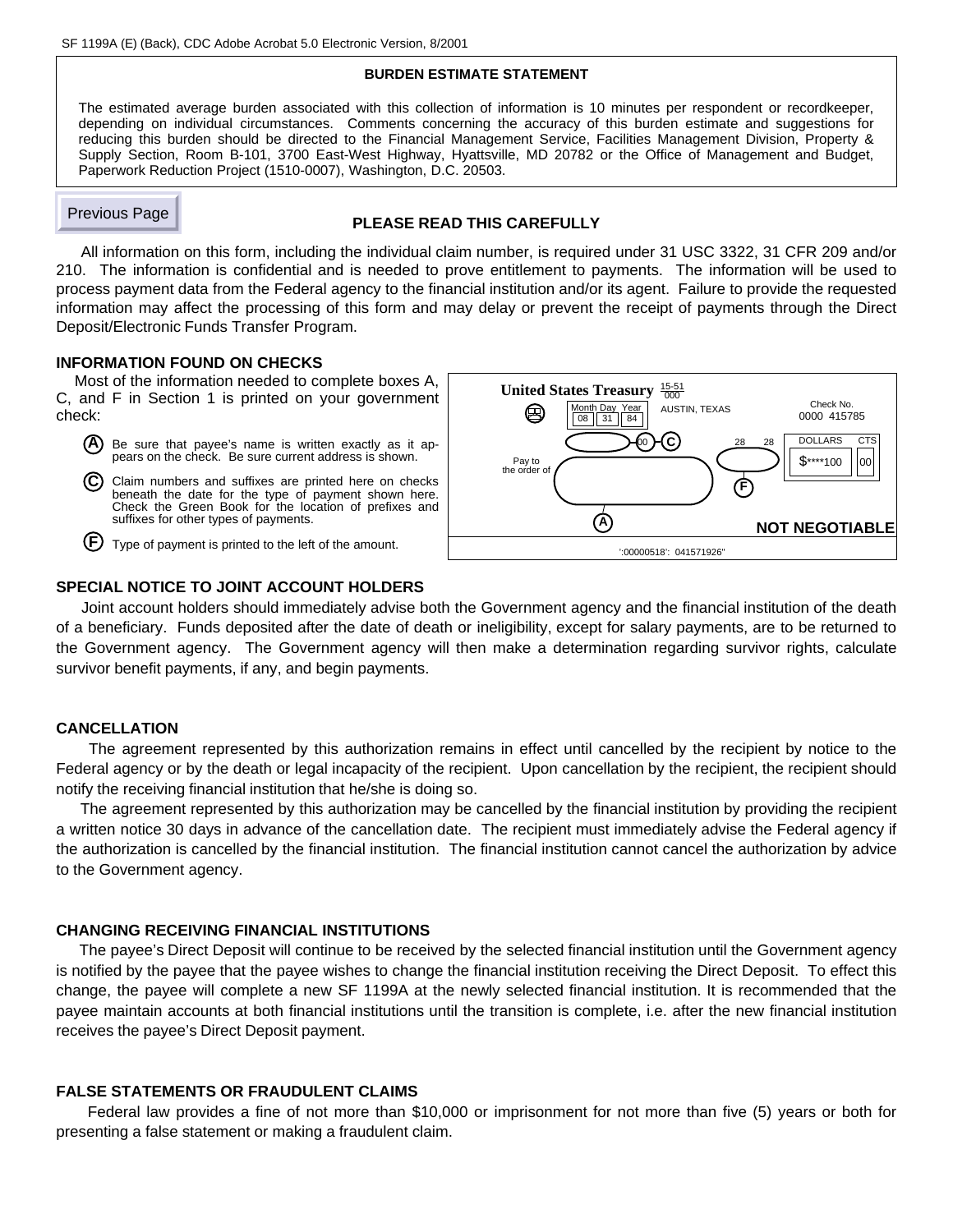SF 1199A (E) (Back), CDC Adobe Acrobat 5.0 Electronic Version, 8/2001

**BURDEN ESTIMATE STATEMENT**

The estimated average burden associated with this collection of information is 10 minutes per respondent or recordkeeper, depending on individual circumstances. Comments concerning the accuracy of this burden estimate and suggestions for reducing this burden should be directed to the Financial Management Service, Facilities Management Division, Property & Supply Section, Room B-101, 3700 East-West Highway, Hyattsville, MD 20782 or the Office of Management and Budget, Paperwork Reduction Project (1510-0007), Washington, D.C. 20503.

Previous Page

## PLEASE READ THIS CAREFULLY

All information on this form, including the individual claim number, is required under 31 USC 3322, 31 CFR 209 and/or 210. The information is confidential and is needed to prove entitlement to payments. The information will be used to process payment data from the Federal agency to the financial institution and/or its agent. Failure to provide the requested information may affect the processing of this form and may delay or prevent the receipt of payments through the Direct Deposit/Electronic Funds Transfer Program.

### INFORMATION FOUND ON CHECKS

Most of the information needed to complete boxes A, C, and F in Section 1 is printed on your government check:

- **A** Be sure that payee's name is written exactly as it appears on the check. Be sure current address is shown.
- **C** Claim numbers and suffixes are printed here on checks beneath the date for the type of payment shown here. Check the Green Book for the location of prefixes and suffixes for other types of payments.
- **F** Type of payment is printed to the left of the amount.

United States Treasury 15-51/000
Month Day Year
08 31 84
AUSTIN, TEXAS
Check No. 0000 415785
00 C
28 28
DOLLARS CTS
$****100 00
Pay to the order of
F
A
NOT NEGOTIABLE
':00000518': 041571926"

### SPECIAL NOTICE TO JOINT ACCOUNT HOLDERS

Joint account holders should immediately advise both the Government agency and the financial institution of the death of a beneficiary. Funds deposited after the date of death or ineligibility, except for salary payments, are to be returned to the Government agency. The Government agency will then make a determination regarding survivor rights, calculate survivor benefit payments, if any, and begin payments.

### CANCELLATION

The agreement represented by this authorization remains in effect until cancelled by the recipient by notice to the Federal agency or by the death or legal incapacity of the recipient. Upon cancellation by the recipient, the recipient should notify the receiving financial institution that he/she is doing so.

The agreement represented by this authorization may be cancelled by the financial institution by providing the recipient a written notice 30 days in advance of the cancellation date. The recipient must immediately advise the Federal agency if the authorization is cancelled by the financial institution. The financial institution cannot cancel the authorization by advice to the Government agency.

### CHANGING RECEIVING FINANCIAL INSTITUTIONS

The payee's Direct Deposit will continue to be received by the selected financial institution until the Government agency is notified by the payee that the payee wishes to change the financial institution receiving the Direct Deposit. To effect this change, the payee will complete a new SF 1199A at the newly selected financial institution. It is recommended that the payee maintain accounts at both financial institutions until the transition is complete, i.e. after the new financial institution receives the payee's Direct Deposit payment.

### FALSE STATEMENTS OR FRAUDULENT CLAIMS

Federal law provides a fine of not more than $10,000 or imprisonment for not more than five (5) years or both for presenting a false statement or making a fraudulent claim.